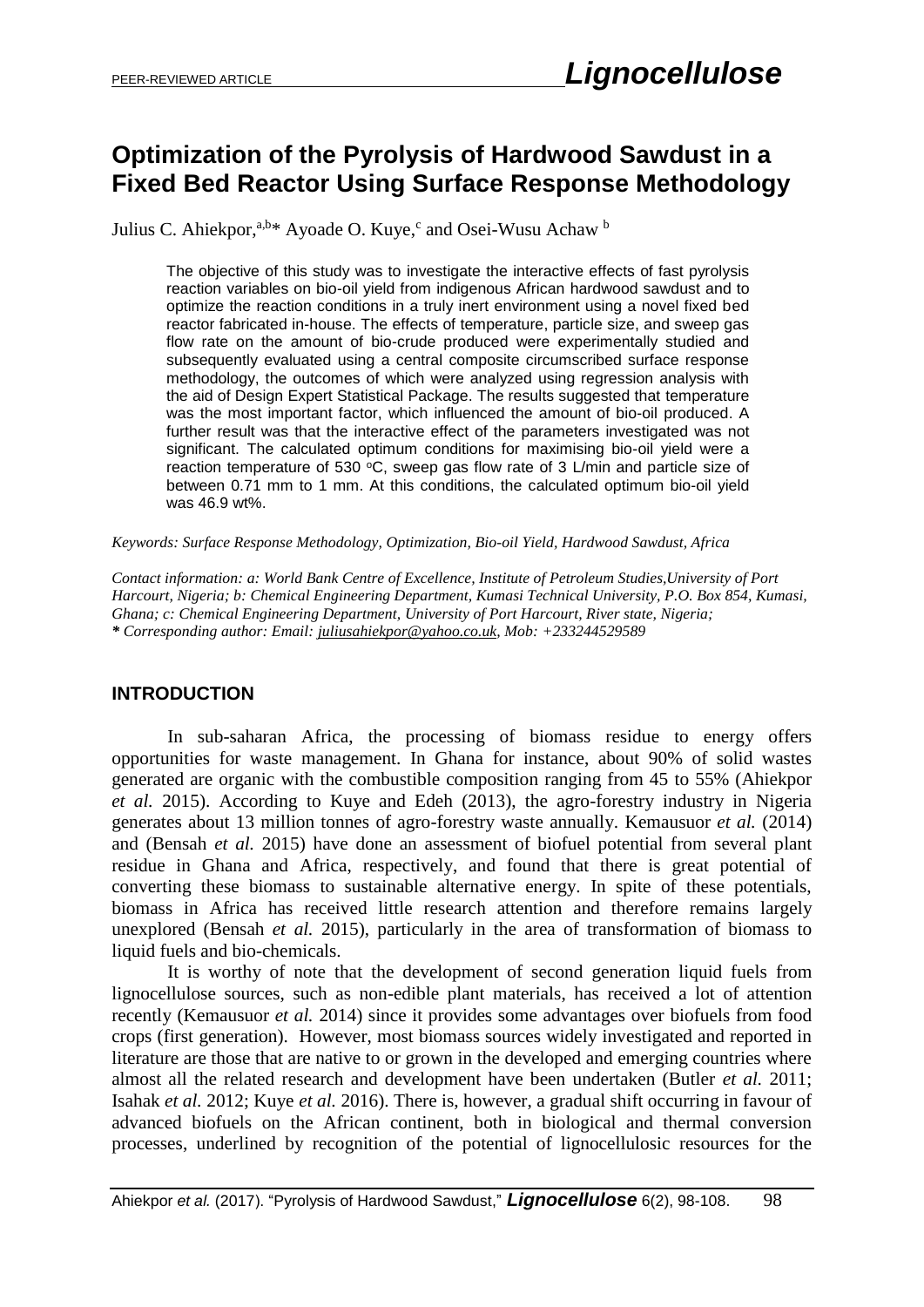# Optimization of the Pyrolysis of Hardwood Sawdust in a Fixed Bed Reactor Using Surface Response Methodology

Julius C. Ahiekpor,[a,b]* Ayoade O. Kuye,[c] and Osei-Wusu Achaw [b]

The objective of this study was to investigate the interactive effects of fast pyrolysis reaction variables on bio-oil yield from indigenous African hardwood sawdust and to optimize the reaction conditions in a truly inert environment using a novel fixed bed reactor fabricated in-house. The effects of temperature, particle size, and sweep gas flow rate on the amount of bio-crude produced were experimentally studied and subsequently evaluated using a central composite circumscribed surface response methodology, the outcomes of which were analyzed using regression analysis with the aid of Design Expert Statistical Package. The results suggested that temperature was the most important factor, which influenced the amount of bio-oil produced. A further result was that the interactive effect of the parameters investigated was not significant. The calculated optimum conditions for maximising bio-oil yield were a reaction temperature of 530 $^{o}$C, sweep gas flow rate of 3 L/min and particle size of between 0.71 mm to 1 mm. At this conditions, the calculated optimum bio-oil yield was 46.9 wt%.

*Keywords: Surface Response Methodology, Optimization, Bio-oil Yield, Hardwood Sawdust, Africa*

*Contact information: a: World Bank Centre of Excellence, Institute of Petroleum Studies,University of Port Harcourt, Nigeria; b: Chemical Engineering Department, Kumasi Technical University, P.O. Box 854, Kumasi, Ghana; c: Chemical Engineering Department, University of Port Harcourt, River state, Nigeria;*
*\* Corresponding author: Email: juliusahiekpor@yahoo.co.uk, Mob: +233244529589*

## INTRODUCTION

In sub-saharan Africa, the processing of biomass residue to energy offers opportunities for waste management. In Ghana for instance, about 90% of solid wastes generated are organic with the combustible composition ranging from 45 to 55% (Ahiekpor *et al.* 2015). According to Kuye and Edeh (2013), the agro-forestry industry in Nigeria generates about 13 million tonnes of agro-forestry waste annually. Kemausuor *et al.* (2014) and (Bensah *et al.* 2015) have done an assessment of biofuel potential from several plant residue in Ghana and Africa, respectively, and found that there is great potential of converting these biomass to sustainable alternative energy. In spite of these potentials, biomass in Africa has received little research attention and therefore remains largely unexplored (Bensah *et al.* 2015), particularly in the area of transformation of biomass to liquid fuels and bio-chemicals.

It is worthy of note that the development of second generation liquid fuels from lignocellulose sources, such as non-edible plant materials, has received a lot of attention recently (Kemausuor *et al.* 2014) since it provides some advantages over biofuels from food crops (first generation). However, most biomass sources widely investigated and reported in literature are those that are native to or grown in the developed and emerging countries where almost all the related research and development have been undertaken (Butler *et al.* 2011; Isahak *et al.* 2012; Kuye *et al.* 2016). There is, however, a gradual shift occurring in favour of advanced biofuels on the African continent, both in biological and thermal conversion processes, underlined by recognition of the potential of lignocellulosic resources for the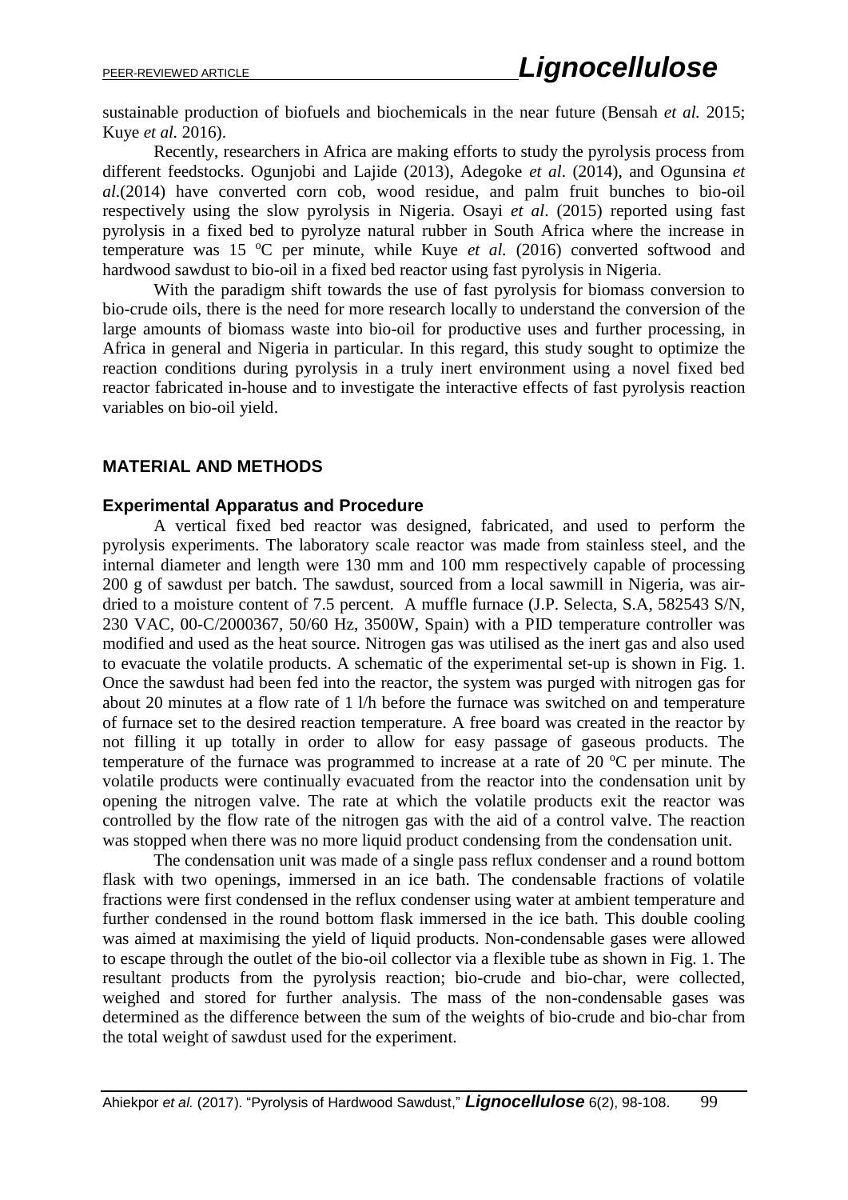sustainable production of biofuels and biochemicals in the near future (Bensah *et al.* 2015; Kuye *et al.* 2016).

Recently, researchers in Africa are making efforts to study the pyrolysis process from different feedstocks. Ogunjobi and Lajide (2013), Adegoke *et al*. (2014), and Ogunsina *et al*.(2014) have converted corn cob, wood residue, and palm fruit bunches to bio-oil respectively using the slow pyrolysis in Nigeria. Osayi *et al*. (2015) reported using fast pyrolysis in a fixed bed to pyrolyze natural rubber in South Africa where the increase in temperature was 15 $^{o}$C per minute, while Kuye *et al.* (2016) converted softwood and hardwood sawdust to bio-oil in a fixed bed reactor using fast pyrolysis in Nigeria.

With the paradigm shift towards the use of fast pyrolysis for biomass conversion to bio-crude oils, there is the need for more research locally to understand the conversion of the large amounts of biomass waste into bio-oil for productive uses and further processing, in Africa in general and Nigeria in particular. In this regard, this study sought to optimize the reaction conditions during pyrolysis in a truly inert environment using a novel fixed bed reactor fabricated in-house and to investigate the interactive effects of fast pyrolysis reaction variables on bio-oil yield.

## MATERIAL AND METHODS

### Experimental Apparatus and Procedure

A vertical fixed bed reactor was designed, fabricated, and used to perform the pyrolysis experiments. The laboratory scale reactor was made from stainless steel, and the internal diameter and length were 130 mm and 100 mm respectively capable of processing 200 g of sawdust per batch. The sawdust, sourced from a local sawmill in Nigeria, was air-dried to a moisture content of 7.5 percent. A muffle furnace (J.P. Selecta, S.A, 582543 S/N, 230 VAC, 00-C/2000367, 50/60 Hz, 3500W, Spain) with a PID temperature controller was modified and used as the heat source. Nitrogen gas was utilised as the inert gas and also used to evacuate the volatile products. A schematic of the experimental set-up is shown in Fig. 1. Once the sawdust had been fed into the reactor, the system was purged with nitrogen gas for about 20 minutes at a flow rate of 1 l/h before the furnace was switched on and temperature of furnace set to the desired reaction temperature. A free board was created in the reactor by not filling it up totally in order to allow for easy passage of gaseous products. The temperature of the furnace was programmed to increase at a rate of 20 $^{o}$C per minute. The volatile products were continually evacuated from the reactor into the condensation unit by opening the nitrogen valve. The rate at which the volatile products exit the reactor was controlled by the flow rate of the nitrogen gas with the aid of a control valve. The reaction was stopped when there was no more liquid product condensing from the condensation unit.

The condensation unit was made of a single pass reflux condenser and a round bottom flask with two openings, immersed in an ice bath. The condensable fractions of volatile fractions were first condensed in the reflux condenser using water at ambient temperature and further condensed in the round bottom flask immersed in the ice bath. This double cooling was aimed at maximising the yield of liquid products. Non-condensable gases were allowed to escape through the outlet of the bio-oil collector via a flexible tube as shown in Fig. 1. The resultant products from the pyrolysis reaction; bio-crude and bio-char, were collected, weighed and stored for further analysis. The mass of the non-condensable gases was determined as the difference between the sum of the weights of bio-crude and bio-char from the total weight of sawdust used for the experiment.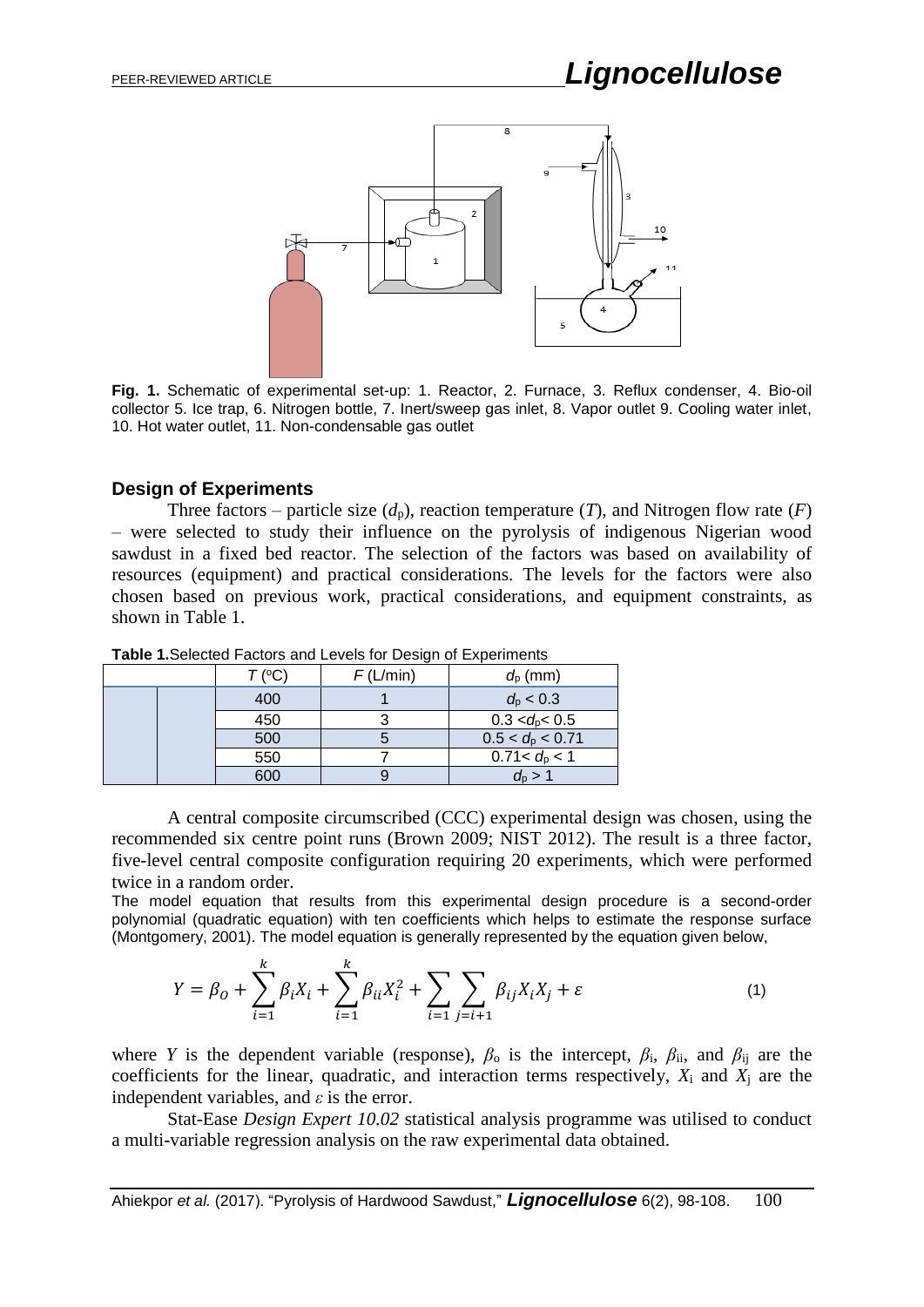Fig. 1. Schematic of experimental set-up: 1. Reactor, 2. Furnace, 3. Reflux condenser, 4. Bio-oil collector 5. Ice trap, 6. Nitrogen bottle, 7. Inert/sweep gas inlet, 8. Vapor outlet 9. Cooling water inlet, 10. Hot water outlet, 11. Non-condensable gas outlet

## Design of Experiments

Three factors – particle size ($d_p$), reaction temperature ($T$), and Nitrogen flow rate ($F$) – were selected to study their influence on the pyrolysis of indigenous Nigerian wood sawdust in a fixed bed reactor. The selection of the factors was based on availability of resources (equipment) and practical considerations. The levels for the factors were also chosen based on previous work, practical considerations, and equipment constraints, as shown in Table 1.

**Table 1.** Selected Factors and Levels for Design of Experiments

| | | $T$ (°C) | $F$ (L/min) | $d_p$ (mm) |
|---|---|---|---|---|
| | | 400 | 1 | $d_p < 0.3$ |
| | | 450 | 3 | $0.3 < d_p < 0.5$ |
| | | 500 | 5 | $0.5 < d_p < 0.71$ |
| | | 550 | 7 | $0.71 < d_p < 1$ |
| | | 600 | 9 | $d_p > 1$ |

A central composite circumscribed (CCC) experimental design was chosen, using the recommended six centre point runs (Brown 2009; NIST 2012). The result is a three factor, five-level central composite configuration requiring 20 experiments, which were performed twice in a random order.

The model equation that results from this experimental design procedure is a second-order polynomial (quadratic equation) with ten coefficients which helps to estimate the response surface (Montgomery, 2001). The model equation is generally represented by the equation given below,

$$Y = \beta_O + \sum_{i=1}^{k} \beta_i X_i + \sum_{i=1}^{k} \beta_{ii} X_i^2 + \sum_{i=1} \sum_{j=i+1} \beta_{ij} X_i X_j + \varepsilon \tag{1}$$

where $Y$ is the dependent variable (response), $\beta_o$ is the intercept, $\beta_i$, $\beta_{ii}$, and $\beta_{ij}$ are the coefficients for the linear, quadratic, and interaction terms respectively, $X_i$ and $X_j$ are the independent variables, and $\varepsilon$ is the error.

Stat-Ease *Design Expert 10.02* statistical analysis programme was utilised to conduct a multi-variable regression analysis on the raw experimental data obtained.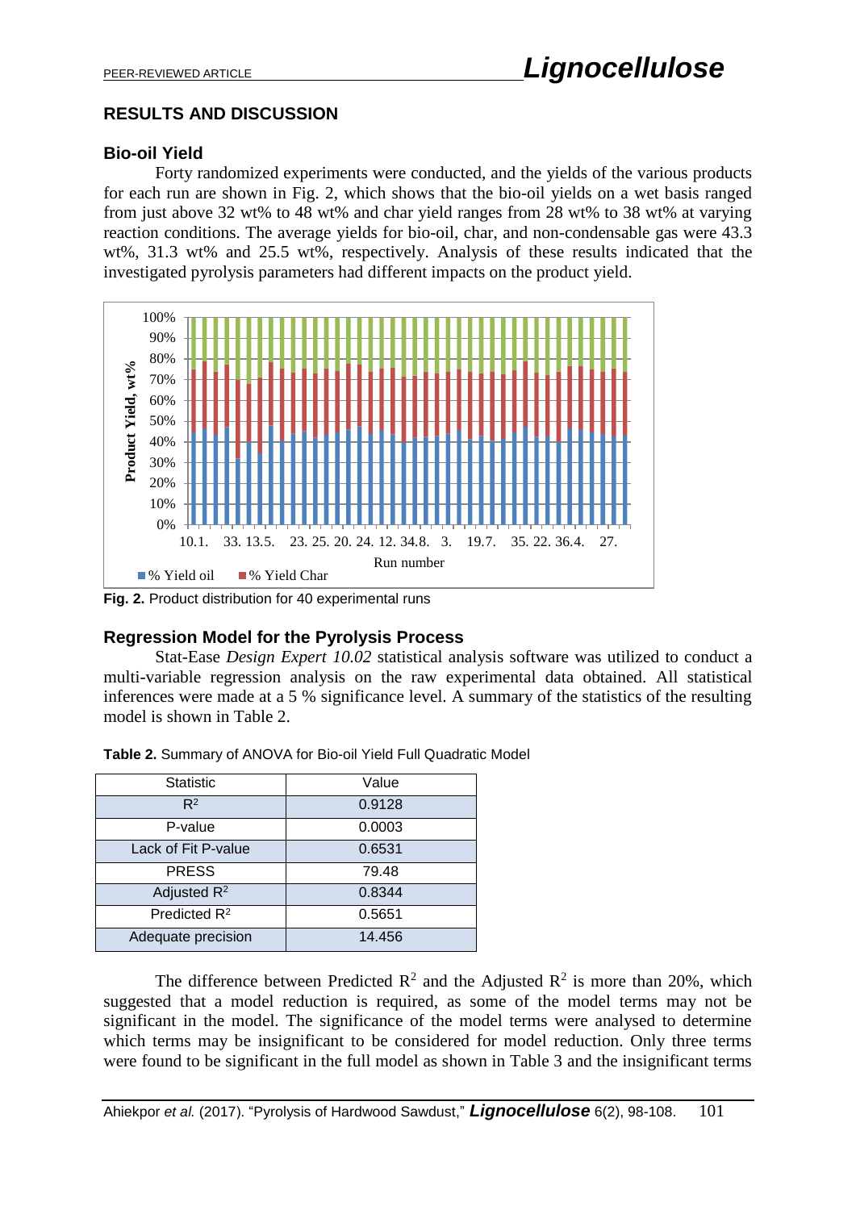## RESULTS AND DISCUSSION

### Bio-oil Yield

Forty randomized experiments were conducted, and the yields of the various products for each run are shown in Fig. 2, which shows that the bio-oil yields on a wet basis ranged from just above 32 wt% to 48 wt% and char yield ranges from 28 wt% to 38 wt% at varying reaction conditions. The average yields for bio-oil, char, and non-condensable gas were 43.3 wt%, 31.3 wt% and 25.5 wt%, respectively. Analysis of these results indicated that the investigated pyrolysis parameters had different impacts on the product yield.

Product Yield, wt%

100%
90%
80%
70%
60%
50%
40%
30%
20%
10%
0%

10.1. 33. 13.5. 23. 25. 20. 24. 12. 34.8. 3. 19.7. 35. 22. 36.4. 27.

Run number

% Yield oil % Yield Char

**Fig. 2.** Product distribution for 40 experimental runs

### Regression Model for the Pyrolysis Process

Stat-Ease *Design Expert 10.02* statistical analysis software was utilized to conduct a multi-variable regression analysis on the raw experimental data obtained. All statistical inferences were made at a 5 % significance level. A summary of the statistics of the resulting model is shown in Table 2.

**Table 2.** Summary of ANOVA for Bio-oil Yield Full Quadratic Model

| Statistic | Value |
|---|---|
| $R^2$ | 0.9128 |
| P-value | 0.0003 |
| Lack of Fit P-value | 0.6531 |
| PRESS | 79.48 |
| Adjusted $R^2$ | 0.8344 |
| Predicted $R^2$ | 0.5651 |
| Adequate precision | 14.456 |

The difference between Predicted $R^2$ and the Adjusted $R^2$ is more than 20%, which suggested that a model reduction is required, as some of the model terms may not be significant in the model. The significance of the model terms were analysed to determine which terms may be insignificant to be considered for model reduction. Only three terms were found to be significant in the full model as shown in Table 3 and the insignificant terms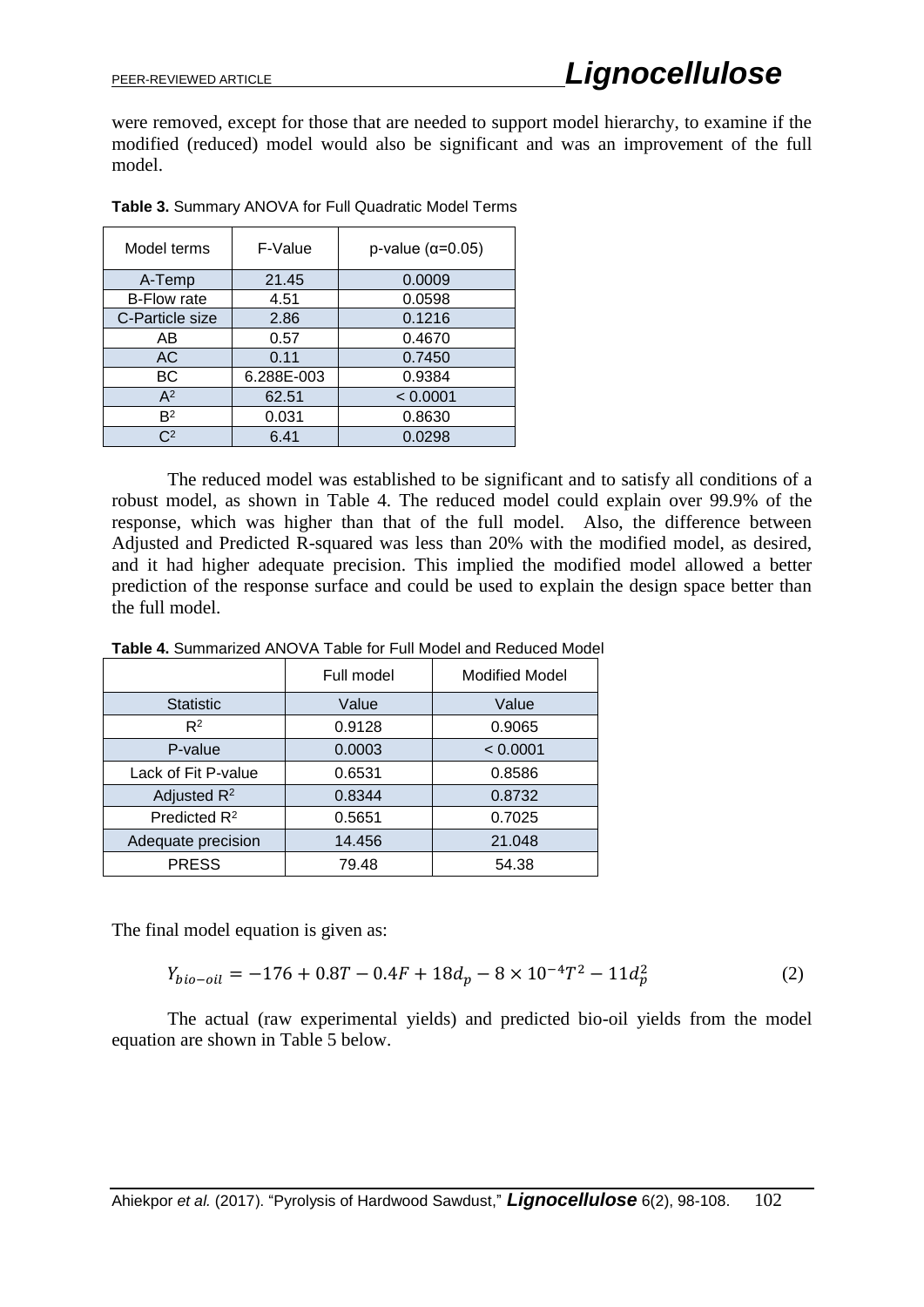were removed, except for those that are needed to support model hierarchy, to examine if the modified (reduced) model would also be significant and was an improvement of the full model.

**Table 3.** Summary ANOVA for Full Quadratic Model Terms

| Model terms | F-Value | p-value (α=0.05) |
|---|---|---|
| A-Temp | 21.45 | 0.0009 |
| B-Flow rate | 4.51 | 0.0598 |
| C-Particle size | 2.86 | 0.1216 |
| AB | 0.57 | 0.4670 |
| AC | 0.11 | 0.7450 |
| BC | 6.288E-003 | 0.9384 |
| $A^2$ | 62.51 | < 0.0001 |
| $B^2$ | 0.031 | 0.8630 |
| $C^2$ | 6.41 | 0.0298 |

The reduced model was established to be significant and to satisfy all conditions of a robust model, as shown in Table 4. The reduced model could explain over 99.9% of the response, which was higher than that of the full model. Also, the difference between Adjusted and Predicted R-squared was less than 20% with the modified model, as desired, and it had higher adequate precision. This implied the modified model allowed a better prediction of the response surface and could be used to explain the design space better than the full model.

**Table 4.** Summarized ANOVA Table for Full Model and Reduced Model

| | Full model | Modified Model |
|---|---|---|
| Statistic | Value | Value |
| $R^2$ | 0.9128 | 0.9065 |
| P-value | 0.0003 | < 0.0001 |
| Lack of Fit P-value | 0.6531 | 0.8586 |
| Adjusted $R^2$ | 0.8344 | 0.8732 |
| Predicted $R^2$ | 0.5651 | 0.7025 |
| Adequate precision | 14.456 | 21.048 |
| PRESS | 79.48 | 54.38 |

The final model equation is given as:

$$Y_{bio-oil} = -176 + 0.8T - 0.4F + 18d_p - 8 \times 10^{-4}T^2 - 11d_p^2 \tag{2}$$

The actual (raw experimental yields) and predicted bio-oil yields from the model equation are shown in Table 5 below.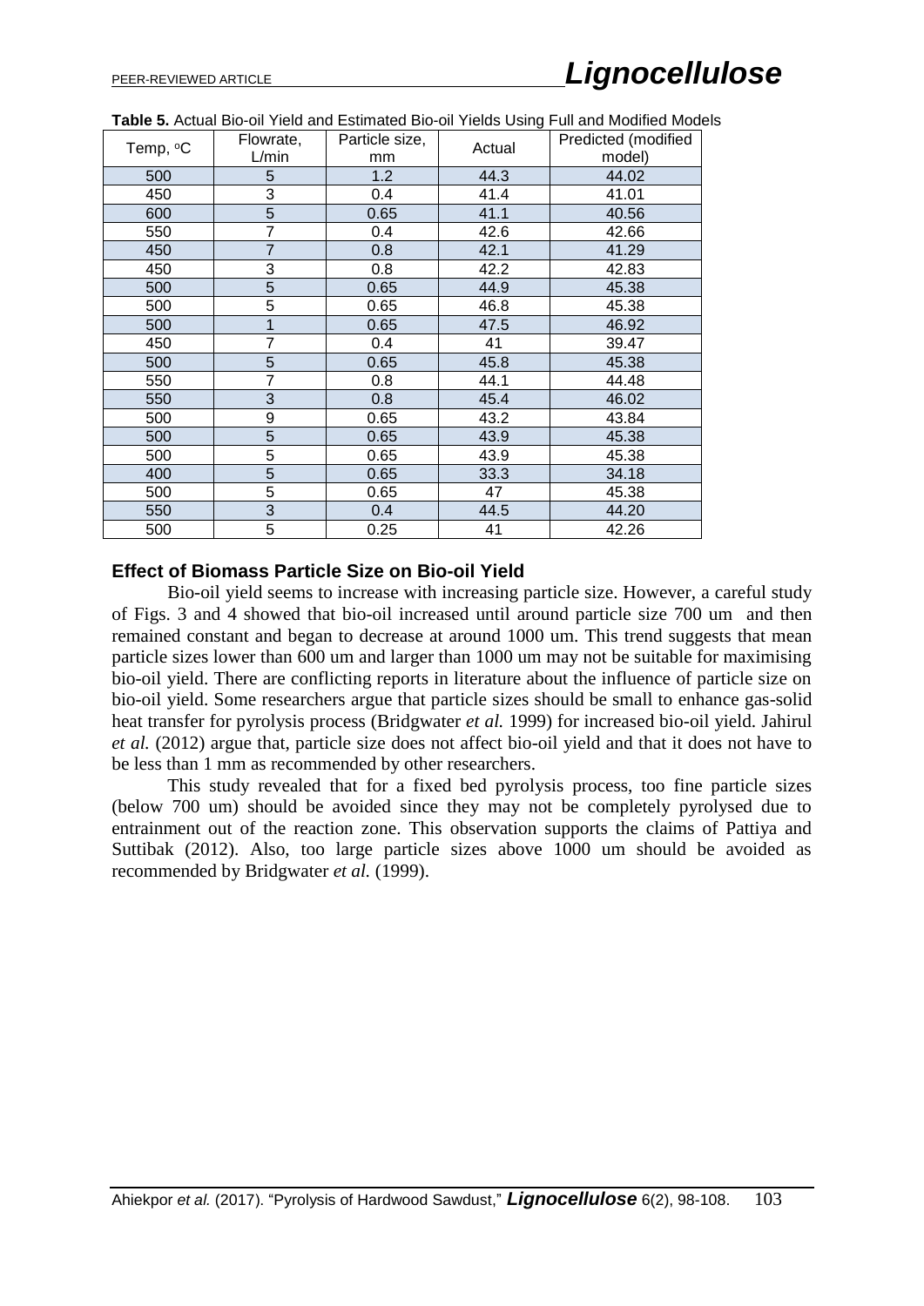**Table 5.** Actual Bio-oil Yield and Estimated Bio-oil Yields Using Full and Modified Models

| Temp, °C | Flowrate, L/min | Particle size, mm | Actual | Predicted (modified model) |
|---|---|---|---|---|
| 500 | 5 | 1.2 | 44.3 | 44.02 |
| 450 | 3 | 0.4 | 41.4 | 41.01 |
| 600 | 5 | 0.65 | 41.1 | 40.56 |
| 550 | 7 | 0.4 | 42.6 | 42.66 |
| 450 | 7 | 0.8 | 42.1 | 41.29 |
| 450 | 3 | 0.8 | 42.2 | 42.83 |
| 500 | 5 | 0.65 | 44.9 | 45.38 |
| 500 | 5 | 0.65 | 46.8 | 45.38 |
| 500 | 1 | 0.65 | 47.5 | 46.92 |
| 450 | 7 | 0.4 | 41 | 39.47 |
| 500 | 5 | 0.65 | 45.8 | 45.38 |
| 550 | 7 | 0.8 | 44.1 | 44.48 |
| 550 | 3 | 0.8 | 45.4 | 46.02 |
| 500 | 9 | 0.65 | 43.2 | 43.84 |
| 500 | 5 | 0.65 | 43.9 | 45.38 |
| 500 | 5 | 0.65 | 43.9 | 45.38 |
| 400 | 5 | 0.65 | 33.3 | 34.18 |
| 500 | 5 | 0.65 | 47 | 45.38 |
| 550 | 3 | 0.4 | 44.5 | 44.20 |
| 500 | 5 | 0.25 | 41 | 42.26 |

## Effect of Biomass Particle Size on Bio-oil Yield

Bio-oil yield seems to increase with increasing particle size. However, a careful study of Figs. 3 and 4 showed that bio-oil increased until around particle size 700 um and then remained constant and began to decrease at around 1000 um. This trend suggests that mean particle sizes lower than 600 um and larger than 1000 um may not be suitable for maximising bio-oil yield. There are conflicting reports in literature about the influence of particle size on bio-oil yield. Some researchers argue that particle sizes should be small to enhance gas-solid heat transfer for pyrolysis process (Bridgwater *et al.* 1999) for increased bio-oil yield. Jahirul *et al.* (2012) argue that, particle size does not affect bio-oil yield and that it does not have to be less than 1 mm as recommended by other researchers.

This study revealed that for a fixed bed pyrolysis process, too fine particle sizes (below 700 um) should be avoided since they may not be completely pyrolysed due to entrainment out of the reaction zone. This observation supports the claims of Pattiya and Suttibak (2012). Also, too large particle sizes above 1000 um should be avoided as recommended by Bridgwater *et al.* (1999).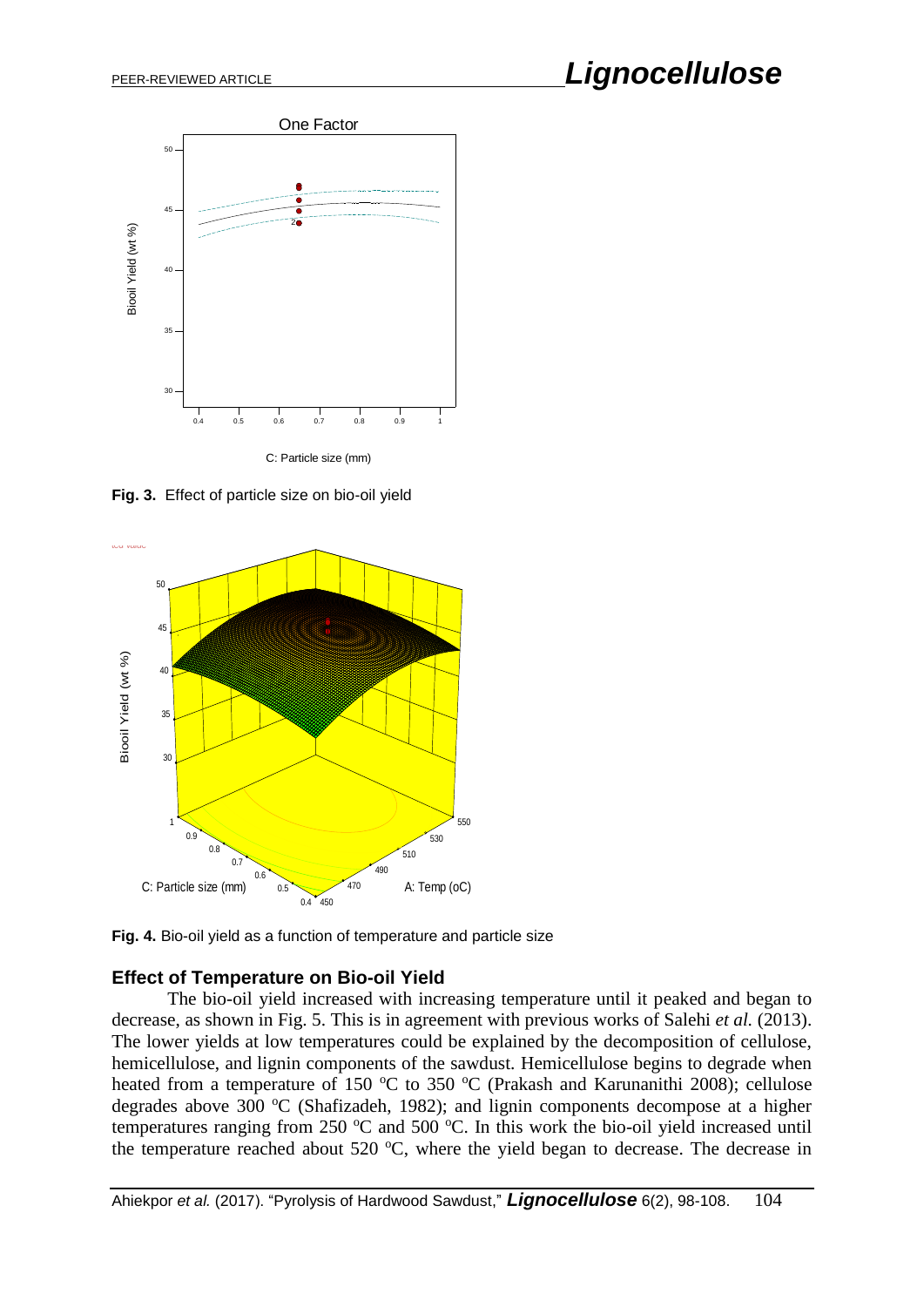One Factor

Biooil Yield (wt %)

50

45

40

35

30

0.4 0.5 0.6 0.7 0.8 0.9 1

C: Particle size (mm)

**Fig. 3.** Effect of particle size on bio-oil yield

Biooil Yield (wt %)

50

45

40

35

30

1 0.9 0.8 0.7 0.6 0.5 0.4

C: Particle size (mm)

450 470 490 510 530 550

A: Temp (oC)

**Fig. 4.** Bio-oil yield as a function of temperature and particle size

## Effect of Temperature on Bio-oil Yield

The bio-oil yield increased with increasing temperature until it peaked and began to decrease, as shown in Fig. 5. This is in agreement with previous works of Salehi *et al.* (2013). The lower yields at low temperatures could be explained by the decomposition of cellulose, hemicellulose, and lignin components of the sawdust. Hemicellulose begins to degrade when heated from a temperature of 150 °C to 350 °C (Prakash and Karunanithi 2008); cellulose degrades above 300 °C (Shafizadeh, 1982); and lignin components decompose at a higher temperatures ranging from 250 °C and 500 °C. In this work the bio-oil yield increased until the temperature reached about 520 °C, where the yield began to decrease. The decrease in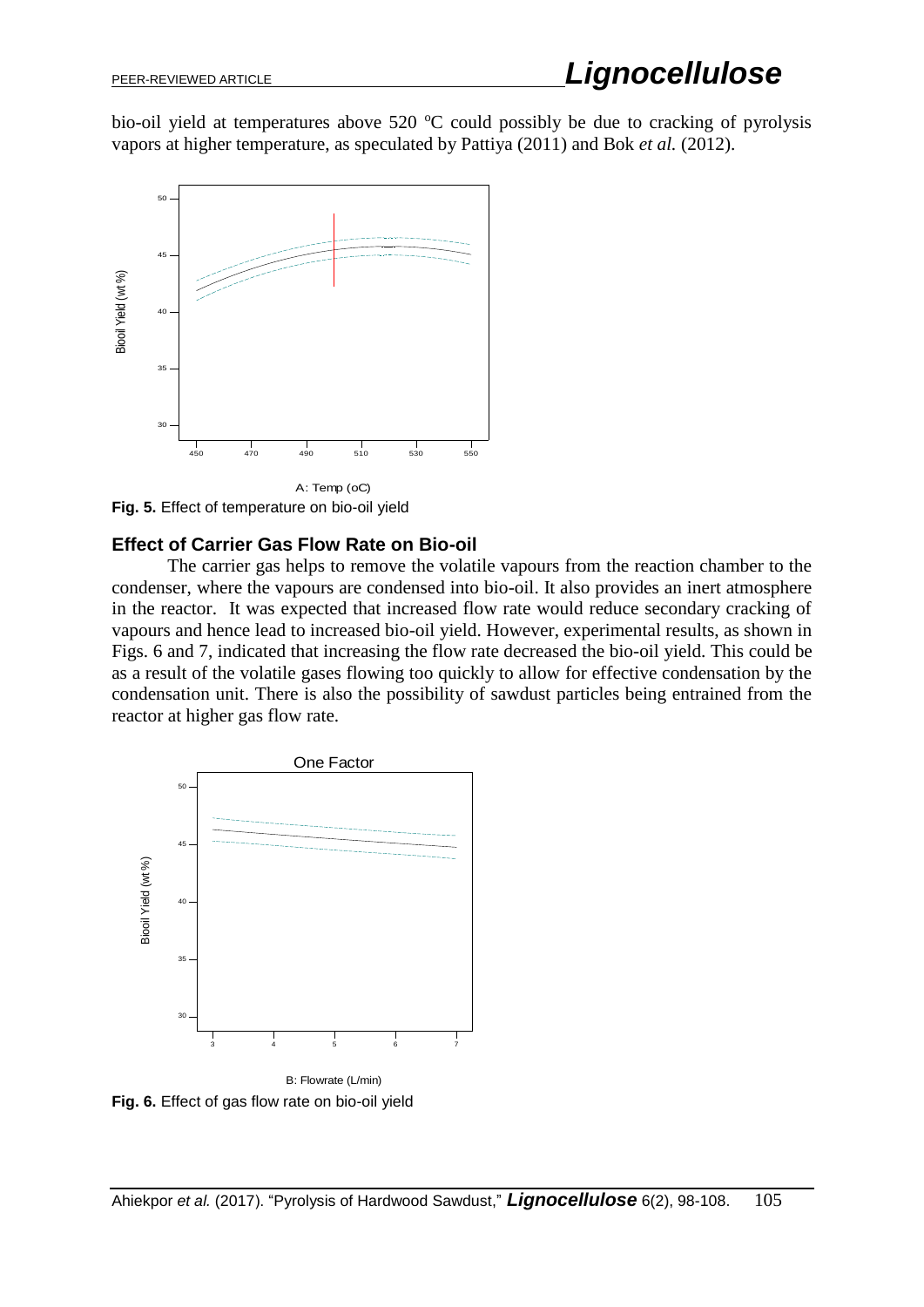bio-oil yield at temperatures above 520 °C could possibly be due to cracking of pyrolysis vapors at higher temperature, as speculated by Pattiya (2011) and Bok *et al.* (2012).

Biooil Yield (wt %)

50
45
40
35
30

450 470 490 510 530 550

A: Temp (oC)

**Fig. 5.** Effect of temperature on bio-oil yield

### Effect of Carrier Gas Flow Rate on Bio-oil

The carrier gas helps to remove the volatile vapours from the reaction chamber to the condenser, where the vapours are condensed into bio-oil. It also provides an inert atmosphere in the reactor. It was expected that increased flow rate would reduce secondary cracking of vapours and hence lead to increased bio-oil yield. However, experimental results, as shown in Figs. 6 and 7, indicated that increasing the flow rate decreased the bio-oil yield. This could be as a result of the volatile gases flowing too quickly to allow for effective condensation by the condensation unit. There is also the possibility of sawdust particles being entrained from the reactor at higher gas flow rate.

One Factor

Biooil Yield (wt %)

50
45
40
35
30

3 4 5 6 7

B: Flowrate (L/min)

**Fig. 6.** Effect of gas flow rate on bio-oil yield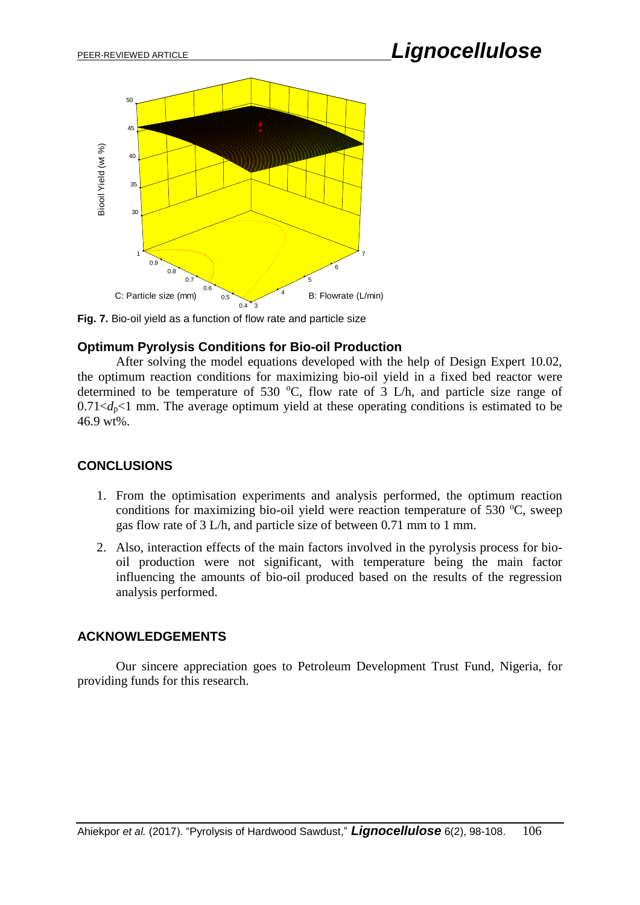Biooil Yield (wt %)

50

45

40

35

30

1

0.9

0.8

0.7

0.6

0.5

0.4

C: Particle size (mm)

3

4

5

6

7

B: Flowrate (L/min)

**Fig. 7.** Bio-oil yield as a function of flow rate and particle size

### Optimum Pyrolysis Conditions for Bio-oil Production

After solving the model equations developed with the help of Design Expert 10.02, the optimum reaction conditions for maximizing bio-oil yield in a fixed bed reactor were determined to be temperature of 530 °C, flow rate of 3 L/h, and particle size range of $0.71 < d_p < 1$ mm. The average optimum yield at these operating conditions is estimated to be 46.9 wt%.

## CONCLUSIONS

1. From the optimisation experiments and analysis performed, the optimum reaction conditions for maximizing bio-oil yield were reaction temperature of 530 °C, sweep gas flow rate of 3 L/h, and particle size of between 0.71 mm to 1 mm.
2. Also, interaction effects of the main factors involved in the pyrolysis process for bio-oil production were not significant, with temperature being the main factor influencing the amounts of bio-oil produced based on the results of the regression analysis performed.

## ACKNOWLEDGEMENTS

Our sincere appreciation goes to Petroleum Development Trust Fund, Nigeria, for providing funds for this research.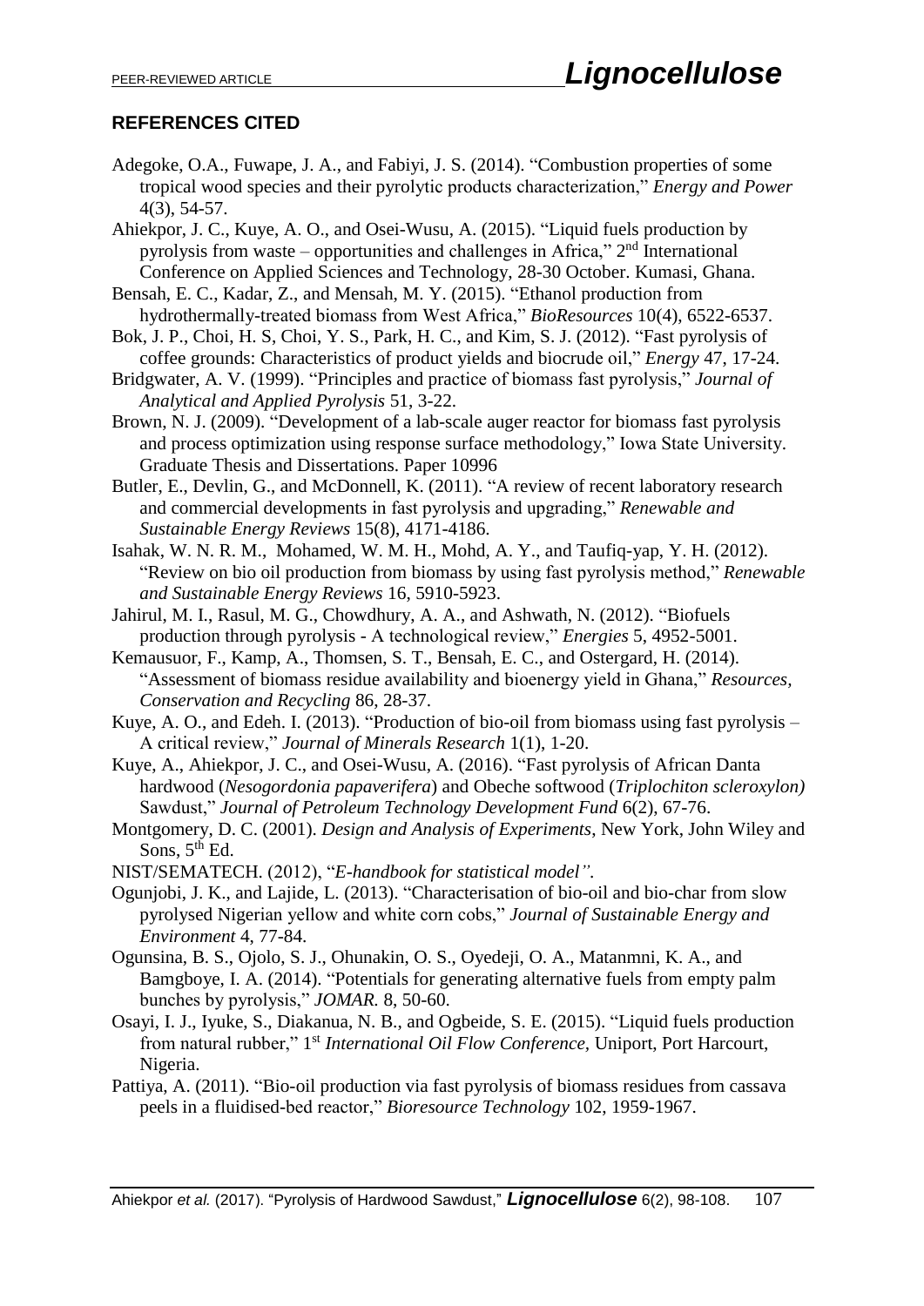## REFERENCES CITED

Adegoke, O.A., Fuwape, J. A., and Fabiyi, J. S. (2014). "Combustion properties of some tropical wood species and their pyrolytic products characterization," *Energy and Power* 4(3), 54-57.

Ahiekpor, J. C., Kuye, A. O., and Osei-Wusu, A. (2015). "Liquid fuels production by pyrolysis from waste – opportunities and challenges in Africa," 2nd International Conference on Applied Sciences and Technology, 28-30 October. Kumasi, Ghana.

Bensah, E. C., Kadar, Z., and Mensah, M. Y. (2015). "Ethanol production from hydrothermally-treated biomass from West Africa," *BioResources* 10(4), 6522-6537.

Bok, J. P., Choi, H. S, Choi, Y. S., Park, H. C., and Kim, S. J. (2012). "Fast pyrolysis of coffee grounds: Characteristics of product yields and biocrude oil," *Energy* 47, 17-24.

Bridgwater, A. V. (1999). "Principles and practice of biomass fast pyrolysis," *Journal of Analytical and Applied Pyrolysis* 51, 3-22.

Brown, N. J. (2009). "Development of a lab-scale auger reactor for biomass fast pyrolysis and process optimization using response surface methodology," Iowa State University. Graduate Thesis and Dissertations. Paper 10996

Butler, E., Devlin, G., and McDonnell, K. (2011). "A review of recent laboratory research and commercial developments in fast pyrolysis and upgrading," *Renewable and Sustainable Energy Reviews* 15(8), 4171-4186.

Isahak, W. N. R. M., Mohamed, W. M. H., Mohd, A. Y., and Taufiq-yap, Y. H. (2012). "Review on bio oil production from biomass by using fast pyrolysis method," *Renewable and Sustainable Energy Reviews* 16, 5910-5923.

Jahirul, M. I., Rasul, M. G., Chowdhury, A. A., and Ashwath, N. (2012). "Biofuels production through pyrolysis - A technological review," *Energies* 5, 4952-5001.

Kemausuor, F., Kamp, A., Thomsen, S. T., Bensah, E. C., and Ostergard, H. (2014). "Assessment of biomass residue availability and bioenergy yield in Ghana," *Resources, Conservation and Recycling* 86, 28-37.

Kuye, A. O., and Edeh. I. (2013). "Production of bio-oil from biomass using fast pyrolysis – A critical review," *Journal of Minerals Research* 1(1), 1-20.

Kuye, A., Ahiekpor, J. C., and Osei-Wusu, A. (2016). "Fast pyrolysis of African Danta hardwood (*Nesogordonia papaverifera*) and Obeche softwood (*Triplochiton scleroxylon)* Sawdust," *Journal of Petroleum Technology Development Fund* 6(2), 67-76.

Montgomery, D. C. (2001). *Design and Analysis of Experiments*, New York, John Wiley and Sons, 5th Ed.

NIST/SEMATECH. (2012), "*E-handbook for statistical model"*.

Ogunjobi, J. K., and Lajide, L. (2013). "Characterisation of bio-oil and bio-char from slow pyrolysed Nigerian yellow and white corn cobs," *Journal of Sustainable Energy and Environment* 4, 77-84.

Ogunsina, B. S., Ojolo, S. J., Ohunakin, O. S., Oyedeji, O. A., Matanmni, K. A., and Bamgboye, I. A. (2014). "Potentials for generating alternative fuels from empty palm bunches by pyrolysis," *JOMAR.* 8, 50-60.

Osayi, I. J., Iyuke, S., Diakanua, N. B., and Ogbeide, S. E. (2015). "Liquid fuels production from natural rubber," 1st *International Oil Flow Conference*, Uniport, Port Harcourt, Nigeria.

Pattiya, A. (2011). "Bio-oil production via fast pyrolysis of biomass residues from cassava peels in a fluidised-bed reactor," *Bioresource Technology* 102, 1959-1967.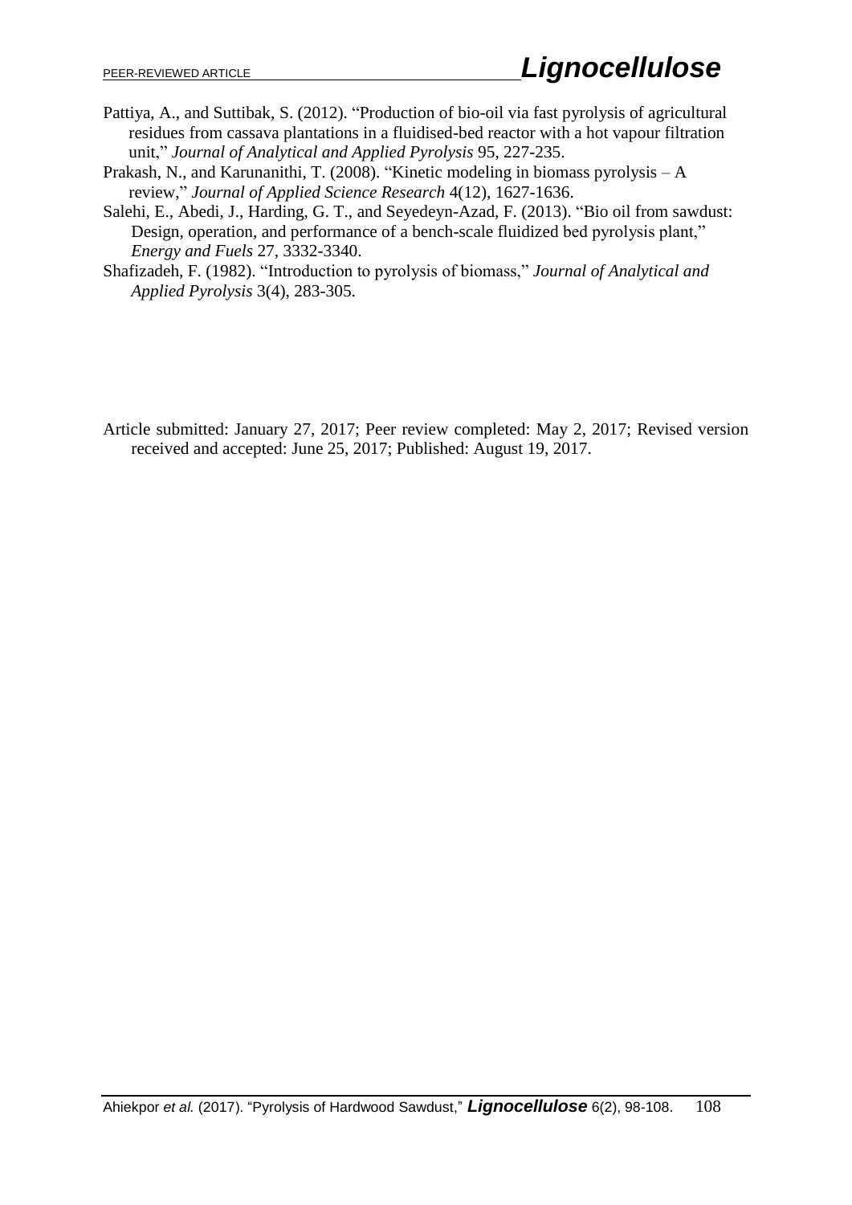Pattiya, A., and Suttibak, S. (2012). "Production of bio-oil via fast pyrolysis of agricultural residues from cassava plantations in a fluidised-bed reactor with a hot vapour filtration unit," *Journal of Analytical and Applied Pyrolysis* 95, 227-235.

Prakash, N., and Karunanithi, T. (2008). "Kinetic modeling in biomass pyrolysis – A review," *Journal of Applied Science Research* 4(12), 1627-1636.

Salehi, E., Abedi, J., Harding, G. T., and Seyedeyn-Azad, F. (2013). "Bio oil from sawdust: Design, operation, and performance of a bench-scale fluidized bed pyrolysis plant," *Energy and Fuels* 27, 3332-3340.

Shafizadeh, F. (1982). "Introduction to pyrolysis of biomass," *Journal of Analytical and Applied Pyrolysis* 3(4), 283-305.

Article submitted: January 27, 2017; Peer review completed: May 2, 2017; Revised version received and accepted: June 25, 2017; Published: August 19, 2017.